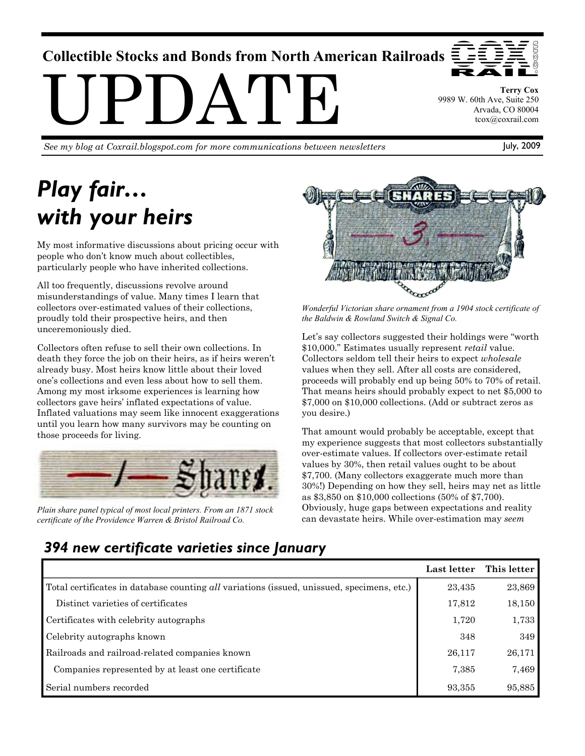Collectible Stocks and Bonds from North American Railroads

# UPDATE

**Terry Cox**
9989 W. 60th Ave, Suite 250
Arvada, CO 80004
tcox@coxrail.com

*See my blog at Coxrail.blogspot.com for more communications between newsletters*

July, 2009

## *Play fair… with your heirs*

My most informative discussions about pricing occur with people who don't know much about collectibles, particularly people who have inherited collections.

All too frequently, discussions revolve around misunderstandings of value. Many times I learn that collectors over-estimated values of their collections, proudly told their prospective heirs, and then unceremoniously died.

Collectors often refuse to sell their own collections. In death they force the job on their heirs, as if heirs weren't already busy. Most heirs know little about their loved one's collections and even less about how to sell them. Among my most irksome experiences is learning how collectors gave heirs' inflated expectations of value. Inflated valuations may seem like innocent exaggerations until you learn how many survivors may be counting on those proceeds for living.

*Plain share panel typical of most local printers. From an 1871 stock certificate of the Providence Warren & Bristol Railroad Co.*

*Wonderful Victorian share ornament from a 1904 stock certificate of the Baldwin & Rowland Switch & Signal Co.*

Let's say collectors suggested their holdings were "worth $10,000." Estimates usually represent *retail* value. Collectors seldom tell their heirs to expect *wholesale* values when they sell. After all costs are considered, proceeds will probably end up being 50% to 70% of retail. That means heirs should probably expect to net $5,000 to $7,000 on $10,000 collections. (Add or subtract zeros as you desire.)

That amount would probably be acceptable, except that my experience suggests that most collectors substantially over-estimate values. If collectors over-estimate retail values by 30%, then retail values ought to be about $7,700. (Many collectors exaggerate much more than 30%!) Depending on how they sell, heirs may net as little as $3,850 on $10,000 collections (50% of $7,700). Obviously, huge gaps between expectations and reality can devastate heirs. While over-estimation may *seem*

### *394 new certificate varieties since January*

| | Last letter | This letter |
|---|---|---|
| Total certificates in database counting *all* variations (issued, unissued, specimens, etc.) | 23,435 | 23,869 |
| Distinct varieties of certificates | 17,812 | 18,150 |
| Certificates with celebrity autographs | 1,720 | 1,733 |
| Celebrity autographs known | 348 | 349 |
| Railroads and railroad-related companies known | 26,117 | 26,171 |
| Companies represented by at least one certificate | 7,385 | 7,469 |
| Serial numbers recorded | 93,355 | 95,885 |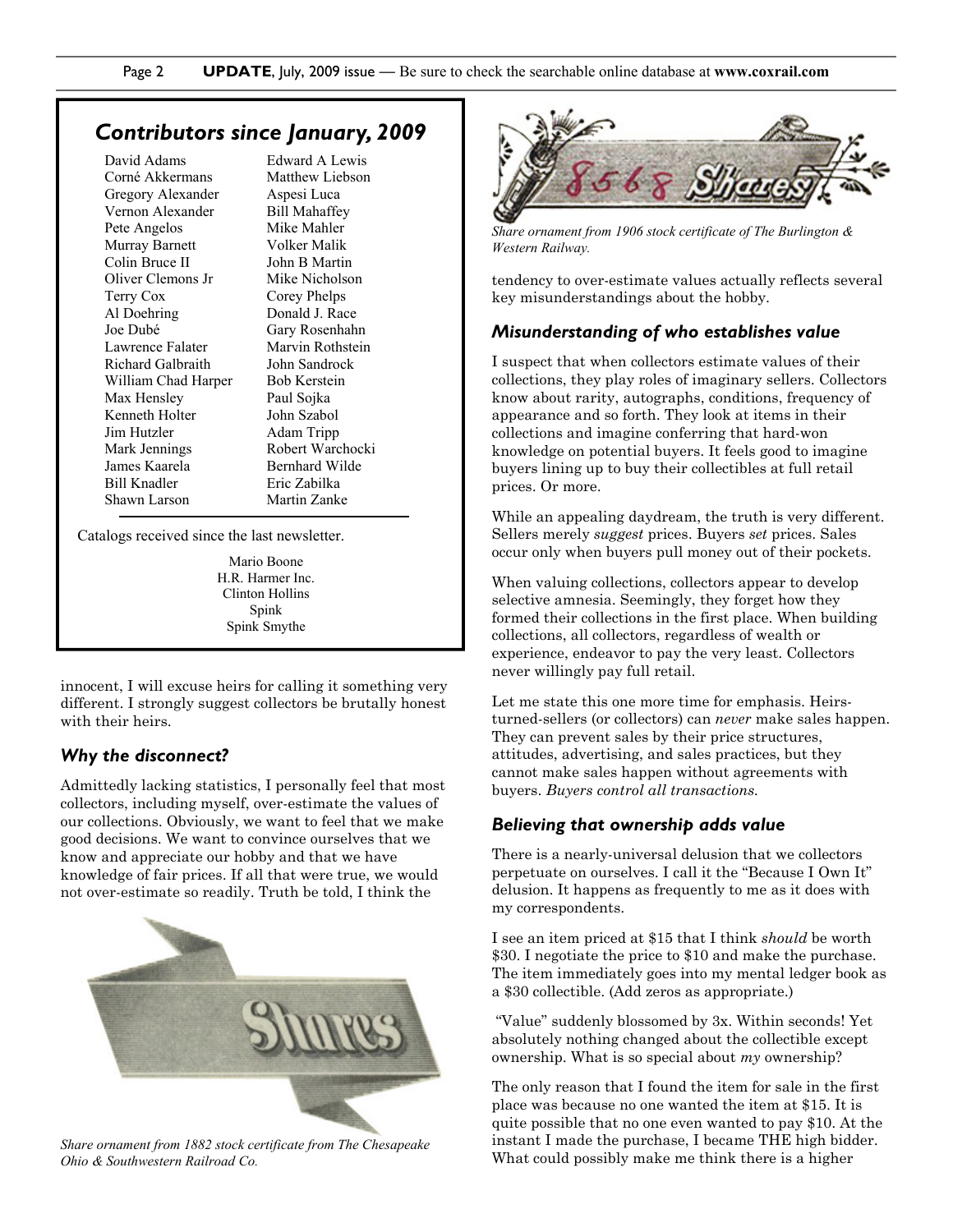## Contributors since January, 2009

| | |
|---|---|
| David Adams | Edward A Lewis |
| Corné Akkermans | Matthew Liebson |
| Gregory Alexander | Aspesi Luca |
| Vernon Alexander | Bill Mahaffey |
| Pete Angelos | Mike Mahler |
| Murray Barnett | Volker Malik |
| Colin Bruce II | John B Martin |
| Oliver Clemons Jr | Mike Nicholson |
| Terry Cox | Corey Phelps |
| Al Doehring | Donald J. Race |
| Joe Dubé | Gary Rosenhahn |
| Lawrence Falater | Marvin Rothstein |
| Richard Galbraith | John Sandrock |
| William Chad Harper | Bob Kerstein |
| Max Hensley | Paul Sojka |
| Kenneth Holter | John Szabol |
| Jim Hutzler | Adam Tripp |
| Mark Jennings | Robert Warchocki |
| James Kaarela | Bernhard Wilde |
| Bill Knadler | Eric Zabilka |
| Shawn Larson | Martin Zanke |

Catalogs received since the last newsletter.

Mario Boone
H.R. Harmer Inc.
Clinton Hollins
Spink
Spink Smythe

innocent, I will excuse heirs for calling it something very different. I strongly suggest collectors be brutally honest with their heirs.

### *Why the disconnect?*

Admittedly lacking statistics, I personally feel that most collectors, including myself, over-estimate the values of our collections. Obviously, we want to feel that we make good decisions. We want to convince ourselves that we know and appreciate our hobby and that we have knowledge of fair prices. If all that were true, we would not over-estimate so readily. Truth be told, I think the

*Share ornament from 1882 stock certificate from The Chesapeake Ohio & Southwestern Railroad Co.*

*Share ornament from 1906 stock certificate of The Burlington & Western Railway.*

tendency to over-estimate values actually reflects several key misunderstandings about the hobby.

### *Misunderstanding of who establishes value*

I suspect that when collectors estimate values of their collections, they play roles of imaginary sellers. Collectors know about rarity, autographs, conditions, frequency of appearance and so forth. They look at items in their collections and imagine conferring that hard-won knowledge on potential buyers. It feels good to imagine buyers lining up to buy their collectibles at full retail prices. Or more.

While an appealing daydream, the truth is very different. Sellers merely *suggest* prices. Buyers *set* prices. Sales occur only when buyers pull money out of their pockets.

When valuing collections, collectors appear to develop selective amnesia. Seemingly, they forget how they formed their collections in the first place. When building collections, all collectors, regardless of wealth or experience, endeavor to pay the very least. Collectors never willingly pay full retail.

Let me state this one more time for emphasis. Heirs-turned-sellers (or collectors) can *never* make sales happen. They can prevent sales by their price structures, attitudes, advertising, and sales practices, but they cannot make sales happen without agreements with buyers. *Buyers control all transactions.*

### *Believing that ownership adds value*

There is a nearly-universal delusion that we collectors perpetuate on ourselves. I call it the "Because I Own It" delusion. It happens as frequently to me as it does with my correspondents.

I see an item priced at $15 that I think *should* be worth $30. I negotiate the price to $10 and make the purchase. The item immediately goes into my mental ledger book as a $30 collectible. (Add zeros as appropriate.)

"Value" suddenly blossomed by 3x. Within seconds! Yet absolutely nothing changed about the collectible except ownership. What is so special about *my* ownership?

The only reason that I found the item for sale in the first place was because no one wanted the item at $15. It is quite possible that no one even wanted to pay $10. At the instant I made the purchase, I became THE high bidder. What could possibly make me think there is a higher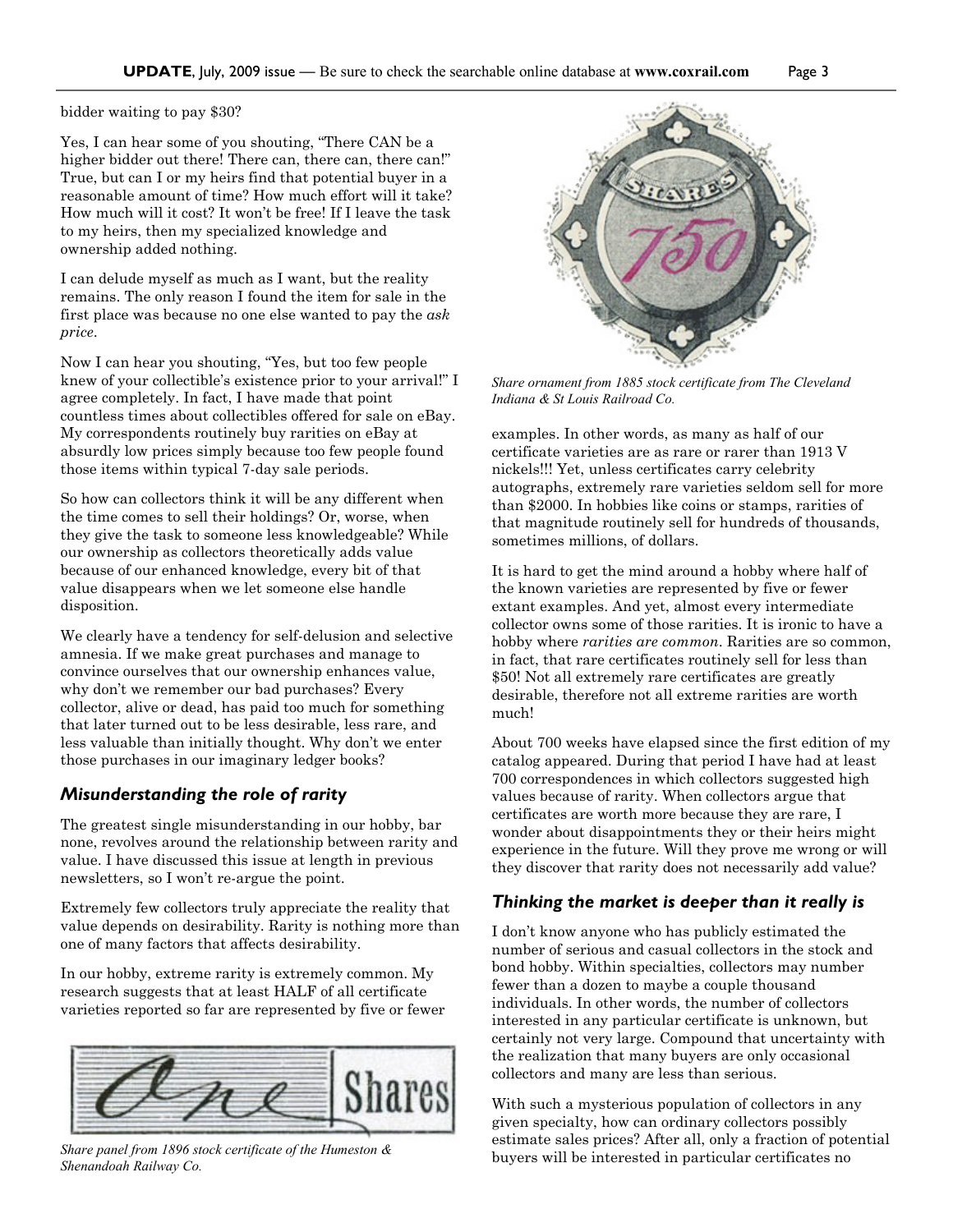bidder waiting to pay $30?

Yes, I can hear some of you shouting, "There CAN be a higher bidder out there! There can, there can, there can!" True, but can I or my heirs find that potential buyer in a reasonable amount of time? How much effort will it take? How much will it cost? It won't be free! If I leave the task to my heirs, then my specialized knowledge and ownership added nothing.

I can delude myself as much as I want, but the reality remains. The only reason I found the item for sale in the first place was because no one else wanted to pay the *ask price*.

Now I can hear you shouting, "Yes, but too few people knew of your collectible's existence prior to your arrival!" I agree completely. In fact, I have made that point countless times about collectibles offered for sale on eBay. My correspondents routinely buy rarities on eBay at absurdly low prices simply because too few people found those items within typical 7-day sale periods.

So how can collectors think it will be any different when the time comes to sell their holdings? Or, worse, when they give the task to someone less knowledgeable? While our ownership as collectors theoretically adds value because of our enhanced knowledge, every bit of that value disappears when we let someone else handle disposition.

We clearly have a tendency for self-delusion and selective amnesia. If we make great purchases and manage to convince ourselves that our ownership enhances value, why don't we remember our bad purchases? Every collector, alive or dead, has paid too much for something that later turned out to be less desirable, less rare, and less valuable than initially thought. Why don't we enter those purchases in our imaginary ledger books?

### *Misunderstanding the role of rarity*

The greatest single misunderstanding in our hobby, bar none, revolves around the relationship between rarity and value. I have discussed this issue at length in previous newsletters, so I won't re-argue the point.

Extremely few collectors truly appreciate the reality that value depends on desirability. Rarity is nothing more than one of many factors that affects desirability.

In our hobby, extreme rarity is extremely common. My research suggests that at least HALF of all certificate varieties reported so far are represented by five or fewer examples. In other words, as many as half of our certificate varieties are as rare or rarer than 1913 V nickels!!! Yet, unless certificates carry celebrity autographs, extremely rare varieties seldom sell for more than $2000. In hobbies like coins or stamps, rarities of that magnitude routinely sell for hundreds of thousands, sometimes millions, of dollars.

*Share panel from 1896 stock certificate of the Humeston & Shenandoah Railway Co.*

*Share ornament from 1885 stock certificate from The Cleveland Indiana & St Louis Railroad Co.*

It is hard to get the mind around a hobby where half of the known varieties are represented by five or fewer extant examples. And yet, almost every intermediate collector owns some of those rarities. It is ironic to have a hobby where *rarities are common*. Rarities are so common, in fact, that rare certificates routinely sell for less than $50! Not all extremely rare certificates are greatly desirable, therefore not all extreme rarities are worth much!

About 700 weeks have elapsed since the first edition of my catalog appeared. During that period I have had at least 700 correspondences in which collectors suggested high values because of rarity. When collectors argue that certificates are worth more because they are rare, I wonder about disappointments they or their heirs might experience in the future. Will they prove me wrong or will they discover that rarity does not necessarily add value?

### *Thinking the market is deeper than it really is*

I don't know anyone who has publicly estimated the number of serious and casual collectors in the stock and bond hobby. Within specialties, collectors may number fewer than a dozen to maybe a couple thousand individuals. In other words, the number of collectors interested in any particular certificate is unknown, but certainly not very large. Compound that uncertainty with the realization that many buyers are only occasional collectors and many are less than serious.

With such a mysterious population of collectors in any given specialty, how can ordinary collectors possibly estimate sales prices? After all, only a fraction of potential buyers will be interested in particular certificates no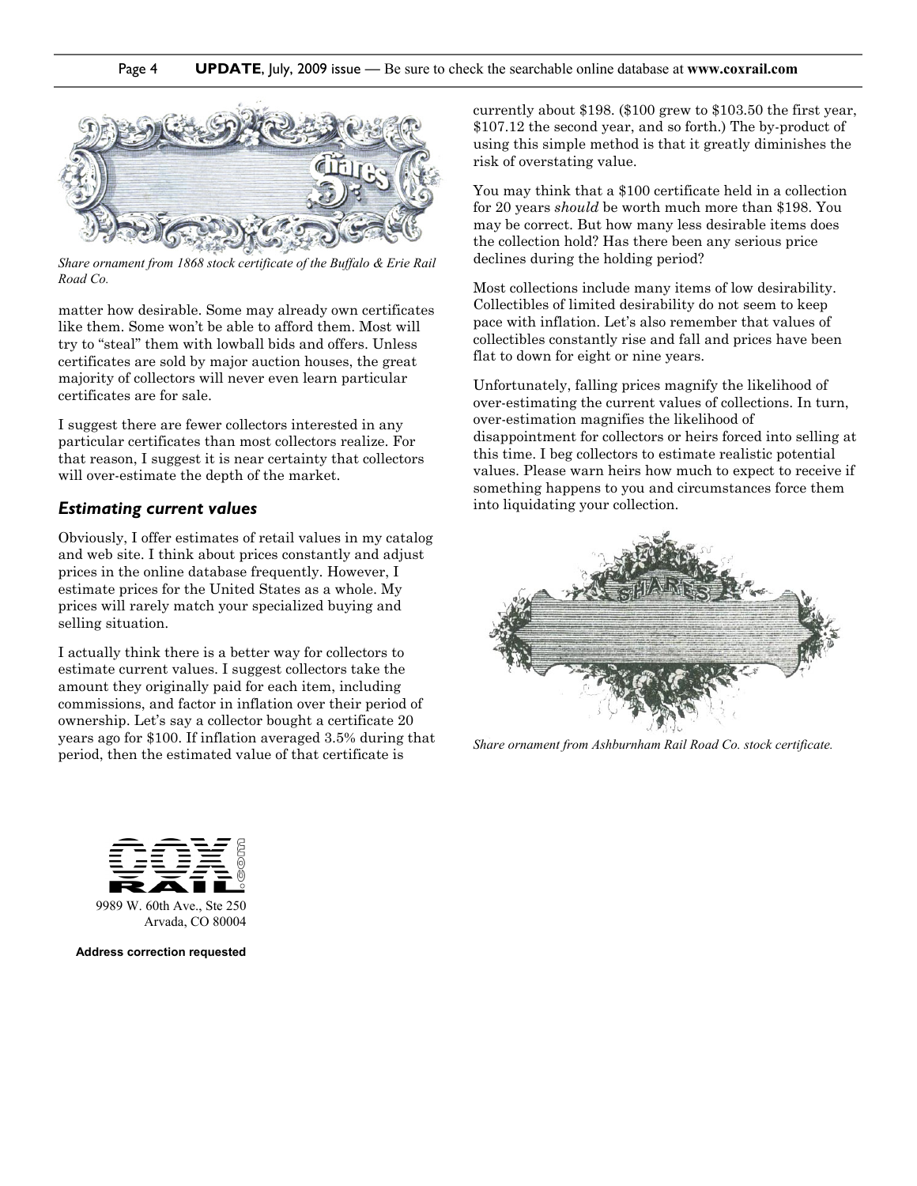Share ornament from 1868 stock certificate of the Buffalo & Erie Rail Road Co.

matter how desirable. Some may already own certificates like them. Some won't be able to afford them. Most will try to "steal" them with lowball bids and offers. Unless certificates are sold by major auction houses, the great majority of collectors will never even learn particular certificates are for sale.

I suggest there are fewer collectors interested in any particular certificates than most collectors realize. For that reason, I suggest it is near certainty that collectors will over-estimate the depth of the market.

### *Estimating current values*

Obviously, I offer estimates of retail values in my catalog and web site. I think about prices constantly and adjust prices in the online database frequently. However, I estimate prices for the United States as a whole. My prices will rarely match your specialized buying and selling situation.

I actually think there is a better way for collectors to estimate current values. I suggest collectors take the amount they originally paid for each item, including commissions, and factor in inflation over their period of ownership. Let's say a collector bought a certificate 20 years ago for $100. If inflation averaged 3.5% during that period, then the estimated value of that certificate is currently about $198. ($100 grew to $103.50 the first year, $107.12 the second year, and so forth.) The by-product of using this simple method is that it greatly diminishes the risk of overstating value.

You may think that a $100 certificate held in a collection for 20 years *should* be worth much more than $198. You may be correct. But how many less desirable items does the collection hold? Has there been any serious price declines during the holding period?

Most collections include many items of low desirability. Collectibles of limited desirability do not seem to keep pace with inflation. Let's also remember that values of collectibles constantly rise and fall and prices have been flat to down for eight or nine years.

Unfortunately, falling prices magnify the likelihood of over-estimating the current values of collections. In turn, over-estimation magnifies the likelihood of disappointment for collectors or heirs forced into selling at this time. I beg collectors to estimate realistic potential values. Please warn heirs how much to expect to receive if something happens to you and circumstances force them into liquidating your collection.

Share ornament from Ashburnham Rail Road Co. stock certificate.

COX RAIL .com

9989 W. 60th Ave., Ste 250
Arvada, CO 80004

**Address correction requested**